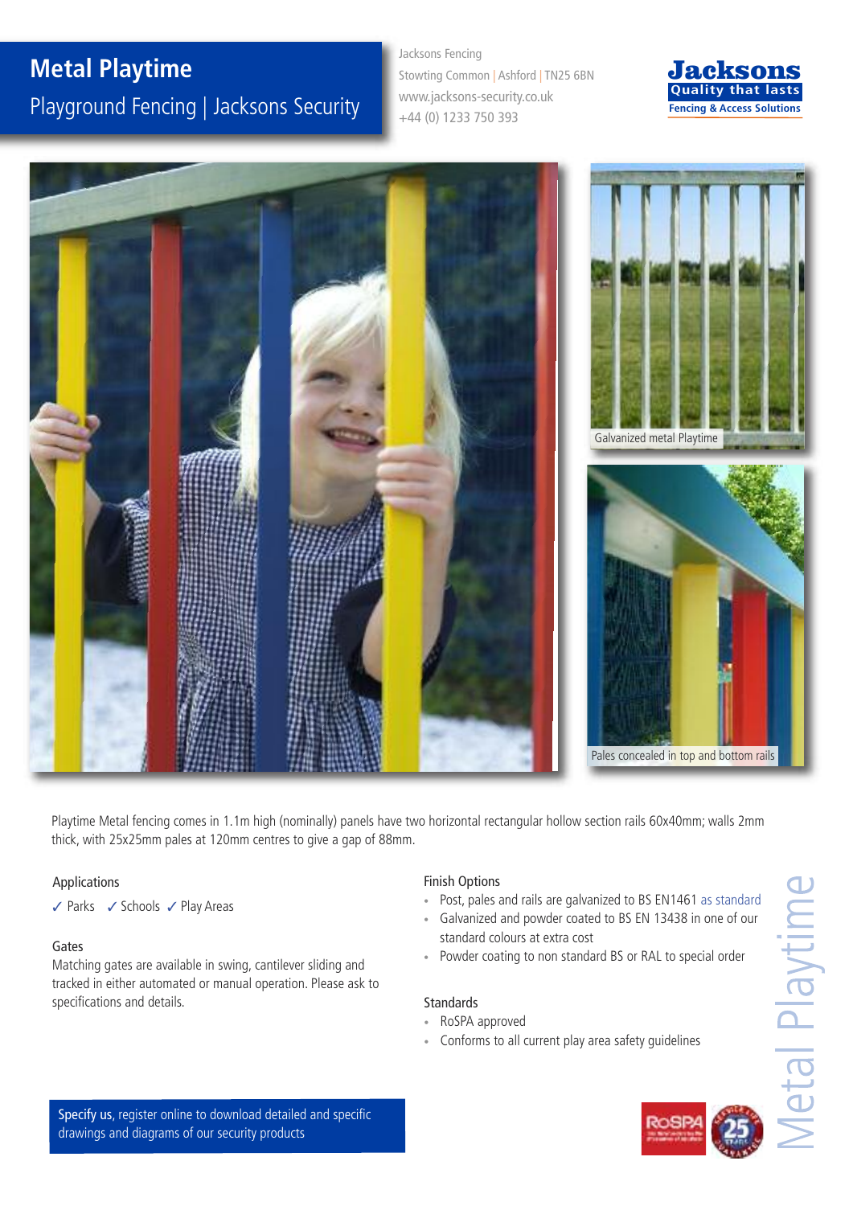# Metal Playtime

## Playground Fencing | Jacksons Security

Jacksons Fencing
Stowting Common | Ashford | TN25 6BN
www.jacksons-security.co.uk
+44 (0) 1233 750 393

Jacksons
Quality that lasts
Fencing & Access Solutions

Galvanized metal Playtime

Pales concealed in top and bottom rails

Playtime Metal fencing comes in 1.1m high (nominally) panels have two horizontal rectangular hollow section rails 60x40mm; walls 2mm thick, with 25x25mm pales at 120mm centres to give a gap of 88mm.

### Applications

✓ Parks ✓ Schools ✓ Play Areas

### Gates

Matching gates are available in swing, cantilever sliding and tracked in either automated or manual operation. Please ask to specifications and details.

### Finish Options

- Post, pales and rails are galvanized to BS EN1461 as standard
- Galvanized and powder coated to BS EN 13438 in one of our standard colours at extra cost
- Powder coating to non standard BS or RAL to special order

### Standards

- RoSPA approved
- Conforms to all current play area safety guidelines

**Specify us**, register online to download detailed and specific drawings and diagrams of our security products

Metal Playtime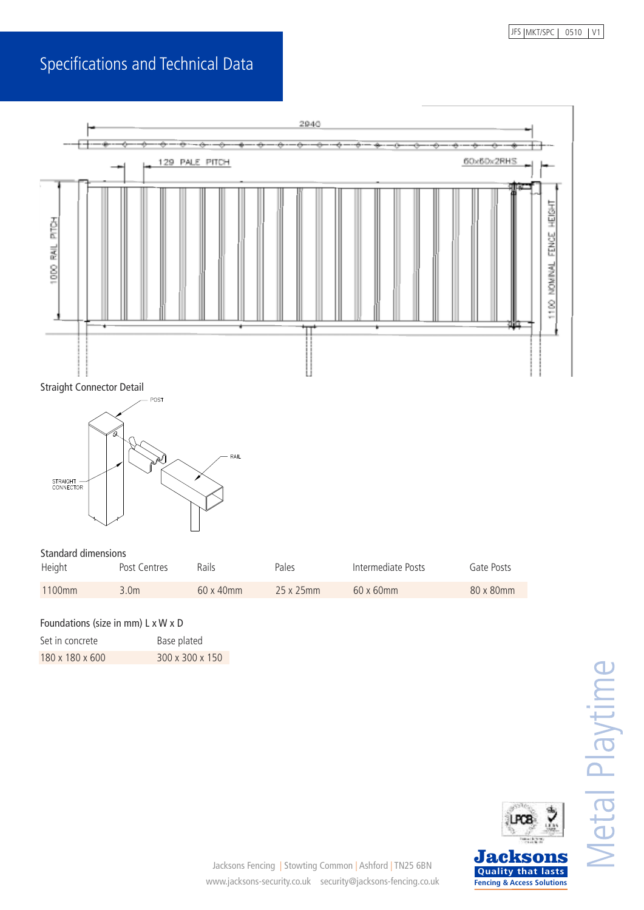# Specifications and Technical Data

2940

129 PALE PITCH

60x60x2RHS

1000 RAIL PITCH

1100 NOMINAL FENCE HEIGHT

Straight Connector Detail

POST

RAIL

STRAIGHT CONNECTOR

Standard dimensions

| Height | Post Centres | Rails | Pales | Intermediate Posts | Gate Posts |
|---|---|---|---|---|---|
| 1100mm | 3.0m | 60 x 40mm | 25 x 25mm | 60 x 60mm | 80 x 80mm |

Foundations (size in mm) L x W x D

| Set in concrete | Base plated |
|---|---|
| 180 x 180 x 600 | 300 x 300 x 150 |

Metal Playtime

Jacksons Fencing | Stowting Common | Ashford | TN25 6BN
www.jacksons-security.co.uk security@jacksons-fencing.co.uk

Jacksons
Quality that lasts
Fencing & Access Solutions